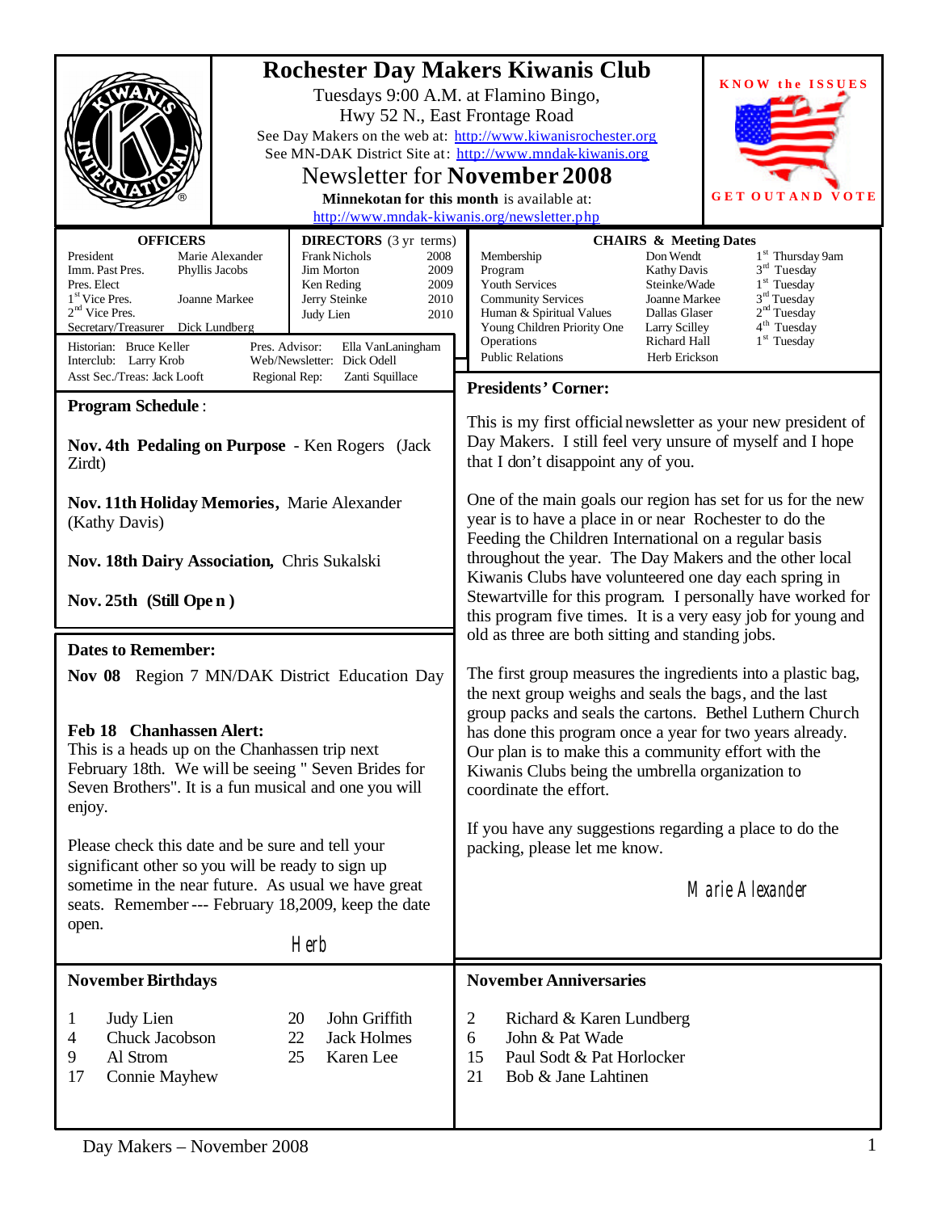# Rochester Day Makers Kiwanis Club

Tuesdays 9:00 A.M. at Flamino Bingo,
Hwy 52 N., East Frontage Road

See Day Makers on the web at: http://www.kiwanisrochester.org
See MN-DAK District Site at: http://www.mndak-kiwanis.org

## Newsletter for **November 2008**

**Minnekotan for this month** is available at:
http://www.mndak-kiwanis.org/newsletter.php

KNOW the ISSUES — GET OUT AND VOTE

| OFFICERS | |
|---|---|
| President | Marie Alexander |
| Imm. Past Pres. | Phyllis Jacobs |
| Pres. Elect | |
| 1st Vice Pres. | Joanne Markee |
| 2nd Vice Pres. | |
| Secretary/Treasurer | Dick Lundberg |

| DIRECTORS (3 yr terms) | |
|---|---|
| Frank Nichols | 2008 |
| Jim Morton | 2009 |
| Ken Reding | 2009 |
| Jerry Steinke | 2010 |
| Judy Lien | 2010 |

Historian: Bruce Keller — Pres. Advisor: Ella VanLaningham
Interclub: Larry Krob — Web/Newsletter: Dick Odell
Asst Sec./Treas: Jack Looft — Regional Rep: Zanti Squillace

| CHAIRS & Meeting Dates | | |
|---|---|---|
| Membership | Don Wendt | 1st Thursday 9am |
| Program | Kathy Davis | 3rd Tuesday |
| Youth Services | Steinke/Wade | 1st Tuesday |
| Community Services | Joanne Markee | 3rd Tuesday |
| Human & Spiritual Values | Dallas Glaser | 2nd Tuesday |
| Young Children Priority One | Larry Scilley | 4th Tuesday |
| Operations | Richard Hall | 1st Tuesday |
| Public Relations | Herb Erickson | |

### Program Schedule:

**Nov. 4th Pedaling on Purpose** - Ken Rogers (Jack Zirdt)

**Nov. 11th Holiday Memories,** Marie Alexander (Kathy Davis)

**Nov. 18th Dairy Association,** Chris Sukalski

**Nov. 25th (Still Open)**

### Dates to Remember:

**Nov 08** Region 7 MN/DAK District Education Day

**Feb 18 Chanhassen Alert:**
This is a heads up on the Chanhassen trip next February 18th. We will be seeing " Seven Brides for Seven Brothers". It is a fun musical and one you will enjoy.

Please check this date and be sure and tell your significant other so you will be ready to sign up sometime in the near future. As usual we have great seats. Remember --- February 18,2009, keep the date open.

Herb

### Presidents' Corner:

This is my first official newsletter as your new president of Day Makers. I still feel very unsure of myself and I hope that I don't disappoint any of you.

One of the main goals our region has set for us for the new year is to have a place in or near Rochester to do the Feeding the Children International on a regular basis throughout the year. The Day Makers and the other local Kiwanis Clubs have volunteered one day each spring in Stewartville for this program. I personally have worked for this program five times. It is a very easy job for young and old as three are both sitting and standing jobs.

The first group measures the ingredients into a plastic bag, the next group weighs and seals the bags, and the last group packs and seals the cartons. Bethel Luthern Church has done this program once a year for two years already. Our plan is to make this a community effort with the Kiwanis Clubs being the umbrella organization to coordinate the effort.

If you have any suggestions regarding a place to do the packing, please let me know.

Marie Alexander

### November Birthdays

| | | | |
|---|---|---|---|
| 1 | Judy Lien | 20 | John Griffith |
| 4 | Chuck Jacobson | 22 | Jack Holmes |
| 9 | Al Strom | 25 | Karen Lee |
| 17 | Connie Mayhew | | |

### November Anniversaries

| | |
|---|---|
| 2 | Richard & Karen Lundberg |
| 6 | John & Pat Wade |
| 15 | Paul Sodt & Pat Horlocker |
| 21 | Bob & Jane Lahtinen |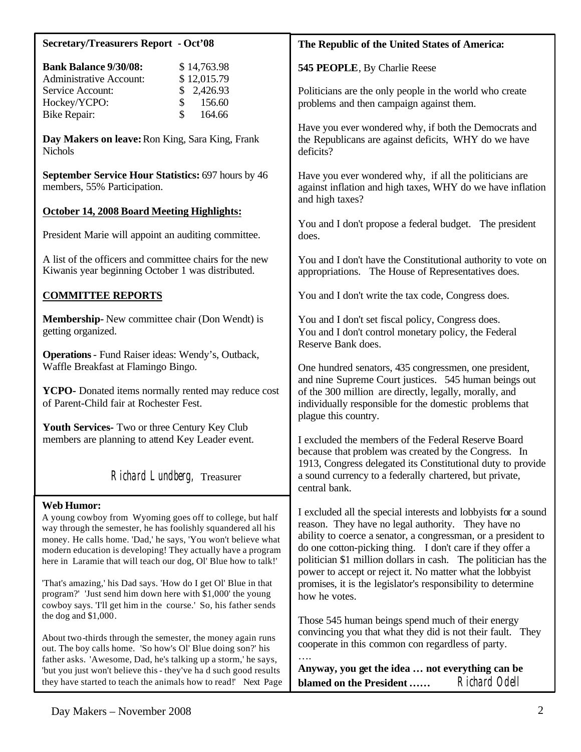## Secretary/Treasurers Report - Oct'08

| | |
|---|---|
| **Bank Balance 9/30/08:** | $ 14,763.98 |
| Administrative Account: | $ 12,015.79 |
| Service Account: | $ 2,426.93 |
| Hockey/YCPO: | $ 156.60 |
| Bike Repair: | $ 164.66 |

**Day Makers on leave:** Ron King, Sara King, Frank Nichols

**September Service Hour Statistics:** 697 hours by 46 members, 55% Participation.

**October 14, 2008 Board Meeting Highlights:**

President Marie will appoint an auditing committee.

A list of the officers and committee chairs for the new Kiwanis year beginning October 1 was distributed.

**COMMITTEE REPORTS**

**Membership-** New committee chair (Don Wendt) is getting organized.

**Operations** - Fund Raiser ideas: Wendy's, Outback, Waffle Breakfast at Flamingo Bingo.

**YCPO-** Donated items normally rented may reduce cost of Parent-Child fair at Rochester Fest.

**Youth Services-** Two or three Century Key Club members are planning to attend Key Leader event.

*Richard Lundberg,* Treasurer

## Web Humor:

A young cowboy from Wyoming goes off to college, but half way through the semester, he has foolishly squandered all his money. He calls home. 'Dad,' he says, 'You won't believe what modern education is developing! They actually have a program here in Laramie that will teach our dog, Ol' Blue how to talk!'

'That's amazing,' his Dad says. 'How do I get Ol' Blue in that program?' 'Just send him down here with $1,000' the young cowboy says. 'I'll get him in the course.' So, his father sends the dog and $1,000.

About two-thirds through the semester, the money again runs out. The boy calls home. 'So how's Ol' Blue doing son?' his father asks. 'Awesome, Dad, he's talking up a storm,' he says, 'but you just won't believe this - they've ha d such good results they have started to teach the animals how to read!' Next Page

## The Republic of the United States of America:

**545 PEOPLE**, By Charlie Reese

Politicians are the only people in the world who create problems and then campaign against them.

Have you ever wondered why, if both the Democrats and the Republicans are against deficits, WHY do we have deficits?

Have you ever wondered why, if all the politicians are against inflation and high taxes, WHY do we have inflation and high taxes?

You and I don't propose a federal budget. The president does.

You and I don't have the Constitutional authority to vote on appropriations. The House of Representatives does.

You and I don't write the tax code, Congress does.

You and I don't set fiscal policy, Congress does.
You and I don't control monetary policy, the Federal Reserve Bank does.

One hundred senators, 435 congressmen, one president, and nine Supreme Court justices. 545 human beings out of the 300 million are directly, legally, morally, and individually responsible for the domestic problems that plague this country.

I excluded the members of the Federal Reserve Board because that problem was created by the Congress. In 1913, Congress delegated its Constitutional duty to provide a sound currency to a federally chartered, but private, central bank.

I excluded all the special interests and lobbyists for a sound reason. They have no legal authority. They have no ability to coerce a senator, a congressman, or a president to do one cotton-picking thing. I don't care if they offer a politician $1 million dollars in cash. The politician has the power to accept or reject it. No matter what the lobbyist promises, it is the legislator's responsibility to determine how he votes.

Those 545 human beings spend much of their energy convincing you that what they did is not their fault. They cooperate in this common con regardless of party.

….

**Anyway, you get the idea … not everything can be blamed on the President ……** *Richard Odell*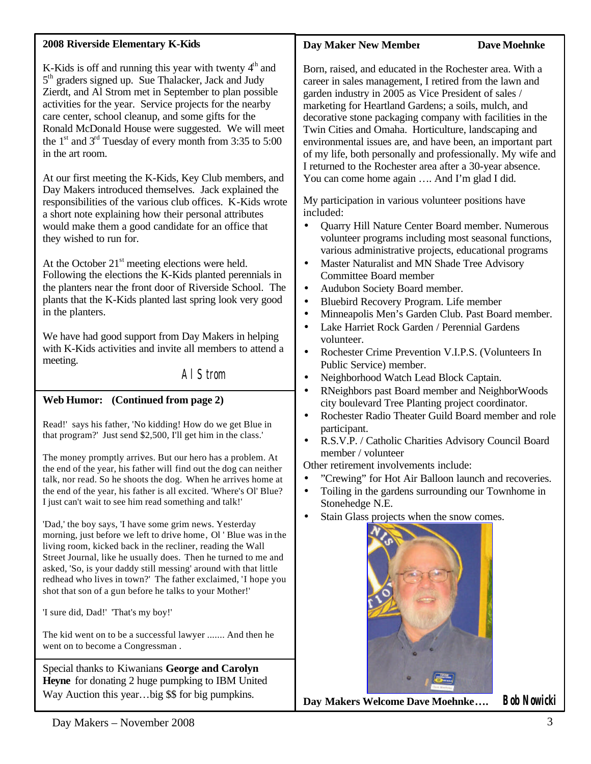## 2008 Riverside Elementary K-Kids

K-Kids is off and running this year with twenty 4th and 5th graders signed up. Sue Thalacker, Jack and Judy Zierdt, and Al Strom met in September to plan possible activities for the year. Service projects for the nearby care center, school cleanup, and some gifts for the Ronald McDonald House were suggested. We will meet the 1st and 3rd Tuesday of every month from 3:35 to 5:00 in the art room.

At our first meeting the K-Kids, Key Club members, and Day Makers introduced themselves. Jack explained the responsibilities of the various club offices. K-Kids wrote a short note explaining how their personal attributes would make them a good candidate for an office that they wished to run for.

At the October 21st meeting elections were held. Following the elections the K-Kids planted perennials in the planters near the front door of Riverside School. The plants that the K-Kids planted last spring look very good in the planters.

We have had good support from Day Makers in helping with K-Kids activities and invite all members to attend a meeting.

Al Strom

## Web Humor: (Continued from page 2)

Read!' says his father, 'No kidding! How do we get Blue in that program?' Just send $2,500, I'll get him in the class.'

The money promptly arrives. But our hero has a problem. At the end of the year, his father will find out the dog can neither talk, nor read. So he shoots the dog. When he arrives home at the end of the year, his father is all excited. 'Where's Ol' Blue? I just can't wait to see him read something and talk!'

'Dad,' the boy says, 'I have some grim news. Yesterday morning, just before we left to drive home, Ol ' Blue was in the living room, kicked back in the recliner, reading the Wall Street Journal, like he usually does. Then he turned to me and asked, 'So, is your daddy still messing' around with that little redhead who lives in town?' The father exclaimed, 'I hope you shot that son of a gun before he talks to your Mother!'

'I sure did, Dad!' 'That's my boy!'

The kid went on to be a successful lawyer ....... And then he went on to become a Congressman .

Special thanks to Kiwanians **George and Carolyn Heyne** for donating 2 huge pumpking to IBM United Way Auction this year…big $$ for big pumpkins.

## Day Maker New Member Dave Moehnke

Born, raised, and educated in the Rochester area. With a career in sales management, I retired from the lawn and garden industry in 2005 as Vice President of sales / marketing for Heartland Gardens; a soils, mulch, and decorative stone packaging company with facilities in the Twin Cities and Omaha. Horticulture, landscaping and environmental issues are, and have been, an important part of my life, both personally and professionally. My wife and I returned to the Rochester area after a 30-year absence. You can come home again …. And I'm glad I did.

My participation in various volunteer positions have included:

- Quarry Hill Nature Center Board member. Numerous volunteer programs including most seasonal functions, various administrative projects, educational programs
- Master Naturalist and MN Shade Tree Advisory Committee Board member
- Audubon Society Board member.
- Bluebird Recovery Program. Life member
- Minneapolis Men's Garden Club. Past Board member.
- Lake Harriet Rock Garden / Perennial Gardens volunteer.
- Rochester Crime Prevention V.I.P.S. (Volunteers In Public Service) member.
- Neighborhood Watch Lead Block Captain.
- RNeighbors past Board member and NeighborWoods city boulevard Tree Planting project coordinator.
- Rochester Radio Theater Guild Board member and role participant.
- R.S.V.P. / Catholic Charities Advisory Council Board member / volunteer

Other retirement involvements include:

- "Crewing" for Hot Air Balloon launch and recoveries.
- Toiling in the gardens surrounding our Townhome in Stonehedge N.E.
- Stain Glass projects when the snow comes.

**Day Makers Welcome Dave Moehnke….** **Bob Nowicki**